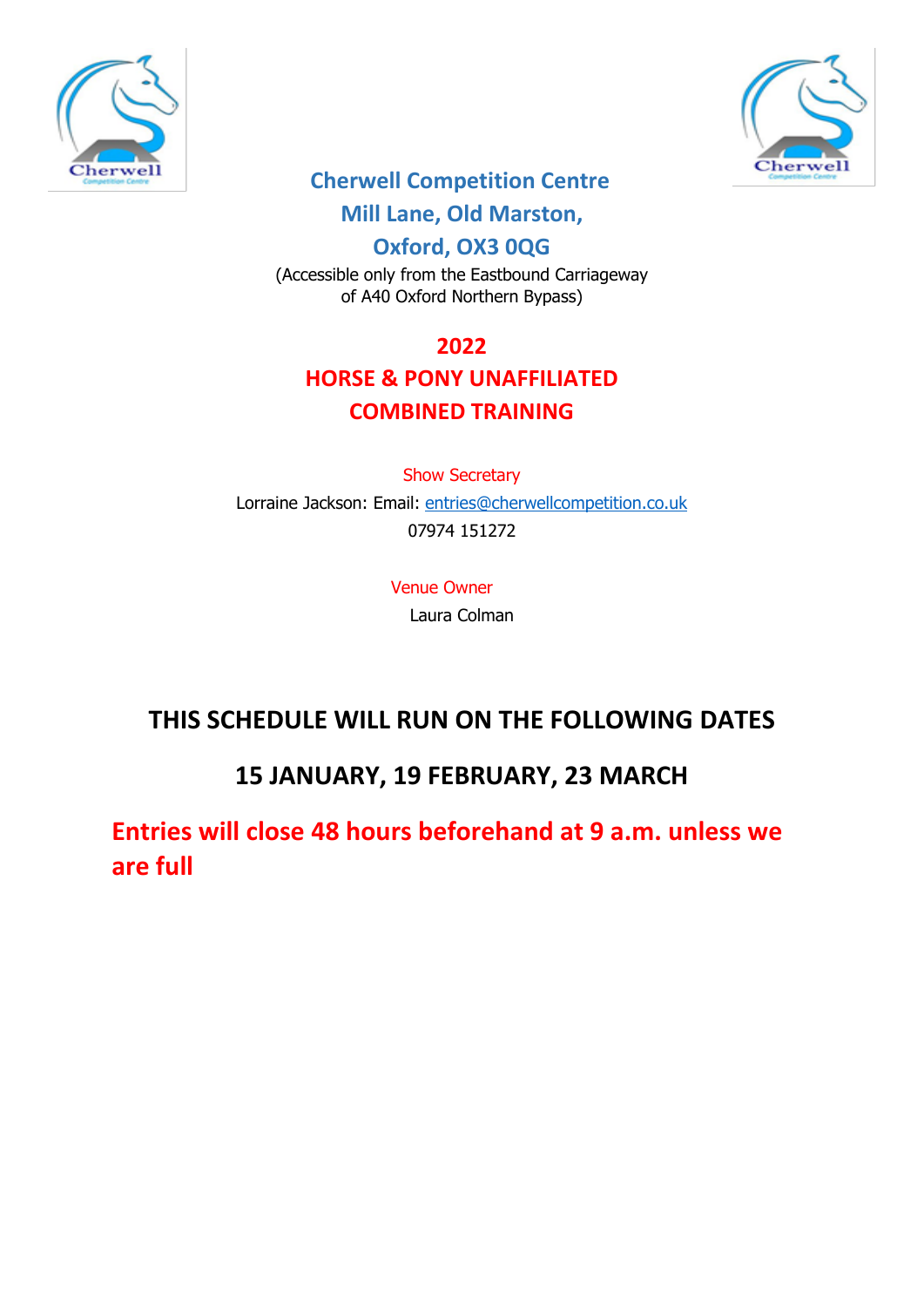# Cherwell Competition Centre

## Mill Lane, Old Marston, Oxford, OX3 0QG

(Accessible only from the Eastbound Carriageway of A40 Oxford Northern Bypass)

## 2022
## HORSE & PONY UNAFFILIATED COMBINED TRAINING

Show Secretary

Lorraine Jackson: Email: entries@cherwellcompetition.co.uk

07974 151272

Venue Owner

Laura Colman

## THIS SCHEDULE WILL RUN ON THE FOLLOWING DATES

## 15 JANUARY, 19 FEBRUARY, 23 MARCH

**Entries will close 48 hours beforehand at 9 a.m. unless we are full**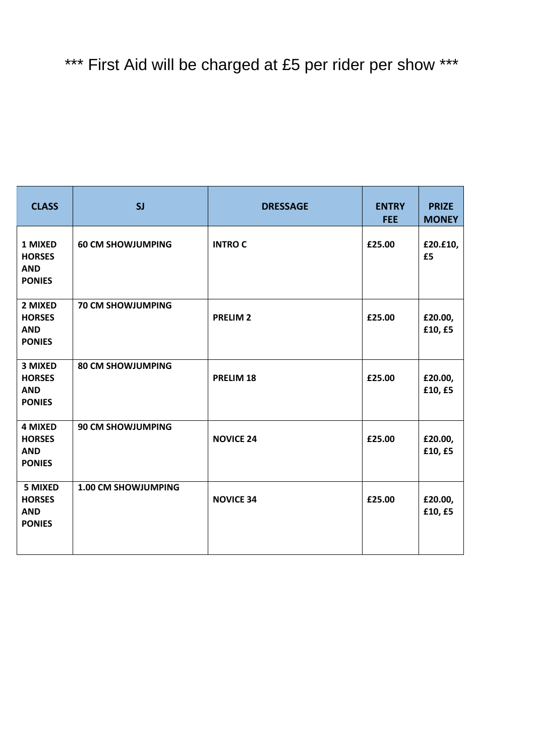\*\*\* First Aid will be charged at £5 per rider per show \*\*\*

| CLASS | SJ | DRESSAGE | ENTRY FEE | PRIZE MONEY |
|---|---|---|---|---|
| **1 MIXED HORSES AND PONIES** | **60 CM SHOWJUMPING** | **INTRO C** | **£25.00** | **£20.£10, £5** |
| **2 MIXED HORSES AND PONIES** | **70 CM SHOWJUMPING** | **PRELIM 2** | **£25.00** | **£20.00, £10, £5** |
| **3 MIXED HORSES AND PONIES** | **80 CM SHOWJUMPING** | **PRELIM 18** | **£25.00** | **£20.00, £10, £5** |
| **4 MIXED HORSES AND PONIES** | **90 CM SHOWJUMPING** | **NOVICE 24** | **£25.00** | **£20.00, £10, £5** |
| **5 MIXED HORSES AND PONIES** | **1.00 CM SHOWJUMPING** | **NOVICE 34** | **£25.00** | **£20.00, £10, £5** |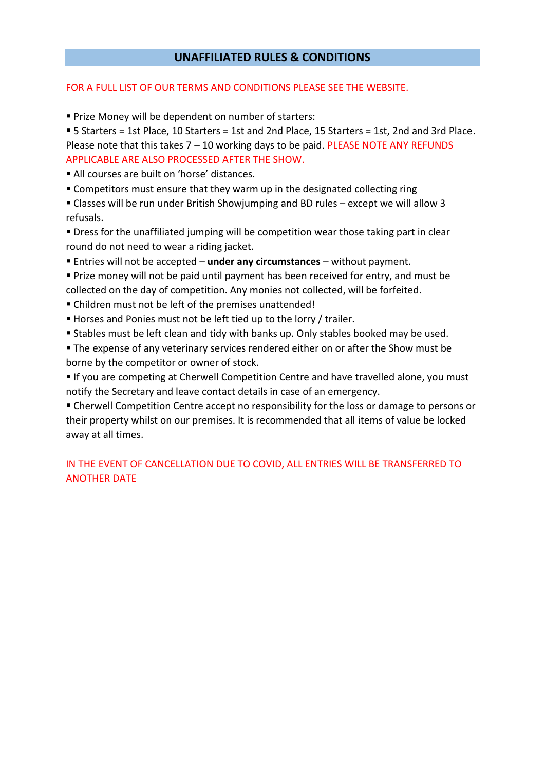## UNAFFILIATED RULES & CONDITIONS

FOR A FULL LIST OF OUR TERMS AND CONDITIONS PLEASE SEE THE WEBSITE.

- Prize Money will be dependent on number of starters:
- 5 Starters = 1st Place, 10 Starters = 1st and 2nd Place, 15 Starters = 1st, 2nd and 3rd Place. Please note that this takes 7 – 10 working days to be paid. PLEASE NOTE ANY REFUNDS APPLICABLE ARE ALSO PROCESSED AFTER THE SHOW.
- All courses are built on 'horse' distances.
- Competitors must ensure that they warm up in the designated collecting ring
- Classes will be run under British Showjumping and BD rules – except we will allow 3 refusals.
- Dress for the unaffiliated jumping will be competition wear those taking part in clear round do not need to wear a riding jacket.
- Entries will not be accepted – **under any circumstances** – without payment.
- Prize money will not be paid until payment has been received for entry, and must be collected on the day of competition. Any monies not collected, will be forfeited.
- Children must not be left of the premises unattended!
- Horses and Ponies must not be left tied up to the lorry / trailer.
- Stables must be left clean and tidy with banks up. Only stables booked may be used.
- The expense of any veterinary services rendered either on or after the Show must be borne by the competitor or owner of stock.
- If you are competing at Cherwell Competition Centre and have travelled alone, you must notify the Secretary and leave contact details in case of an emergency.
- Cherwell Competition Centre accept no responsibility for the loss or damage to persons or their property whilst on our premises. It is recommended that all items of value be locked away at all times.

IN THE EVENT OF CANCELLATION DUE TO COVID, ALL ENTRIES WILL BE TRANSFERRED TO ANOTHER DATE